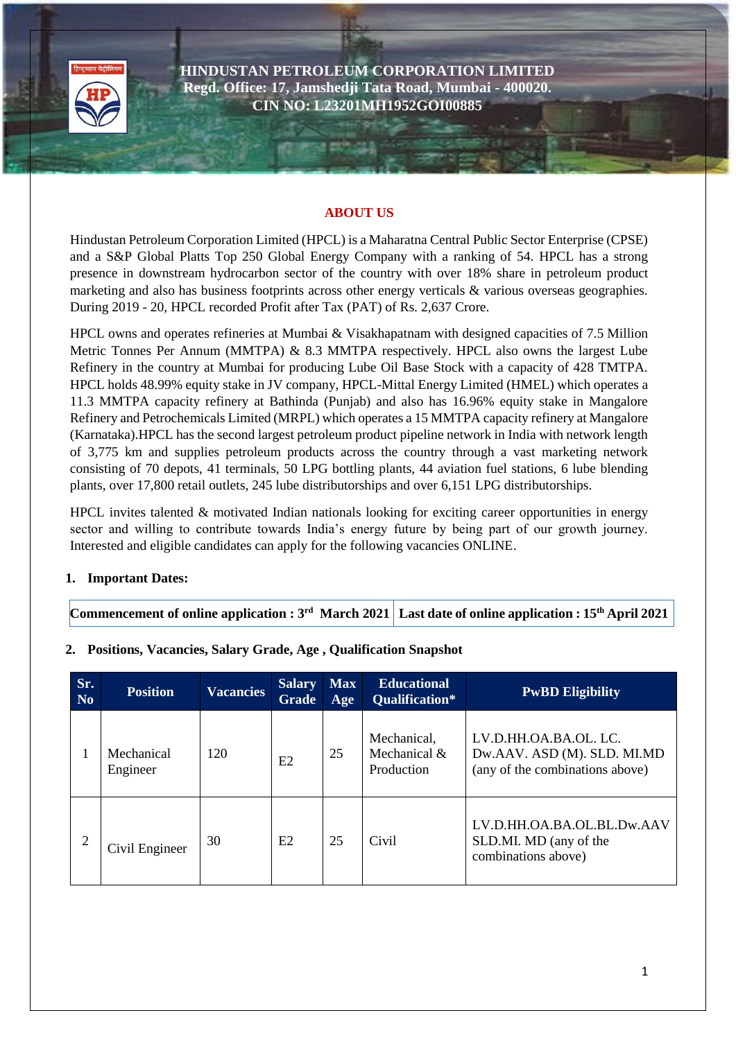**HINDUSTAN PETROLEUM CORPORATION LIMITED**
**Regd. Office: 17, Jamshedji Tata Road, Mumbai - 400020.**
**CIN NO: L23201MH1952GOI00885**

## ABOUT US

Hindustan Petroleum Corporation Limited (HPCL) is a Maharatna Central Public Sector Enterprise (CPSE) and a S&P Global Platts Top 250 Global Energy Company with a ranking of 54. HPCL has a strong presence in downstream hydrocarbon sector of the country with over 18% share in petroleum product marketing and also has business footprints across other energy verticals & various overseas geographies. During 2019 - 20, HPCL recorded Profit after Tax (PAT) of Rs. 2,637 Crore.

HPCL owns and operates refineries at Mumbai & Visakhapatnam with designed capacities of 7.5 Million Metric Tonnes Per Annum (MMTPA) & 8.3 MMTPA respectively. HPCL also owns the largest Lube Refinery in the country at Mumbai for producing Lube Oil Base Stock with a capacity of 428 TMTPA. HPCL holds 48.99% equity stake in JV company, HPCL-Mittal Energy Limited (HMEL) which operates a 11.3 MMTPA capacity refinery at Bathinda (Punjab) and also has 16.96% equity stake in Mangalore Refinery and Petrochemicals Limited (MRPL) which operates a 15 MMTPA capacity refinery at Mangalore (Karnataka).HPCL has the second largest petroleum product pipeline network in India with network length of 3,775 km and supplies petroleum products across the country through a vast marketing network consisting of 70 depots, 41 terminals, 50 LPG bottling plants, 44 aviation fuel stations, 6 lube blending plants, over 17,800 retail outlets, 245 lube distributorships and over 6,151 LPG distributorships.

HPCL invites talented & motivated Indian nationals looking for exciting career opportunities in energy sector and willing to contribute towards India's energy future by being part of our growth journey. Interested and eligible candidates can apply for the following vacancies ONLINE.

**1. Important Dates:**

| **Commencement of online application : 3rd March 2021** | **Last date of online application : 15th April 2021** |
|---|---|

**2. Positions, Vacancies, Salary Grade, Age , Qualification Snapshot**

| Sr. No | Position | Vacancies | Salary Grade | Max Age | Educational Qualification* | PwBD Eligibility |
|---|---|---|---|---|---|---|
| 1 | Mechanical Engineer | 120 | E2 | 25 | Mechanical, Mechanical & Production | LV.D.HH.OA.BA.OL. LC. Dw.AAV. ASD (M). SLD. MI.MD (any of the combinations above) |
| 2 | Civil Engineer | 30 | E2 | 25 | Civil | LV.D.HH.OA.BA.OL.BL.Dw.AAV SLD.MI. MD (any of the combinations above) |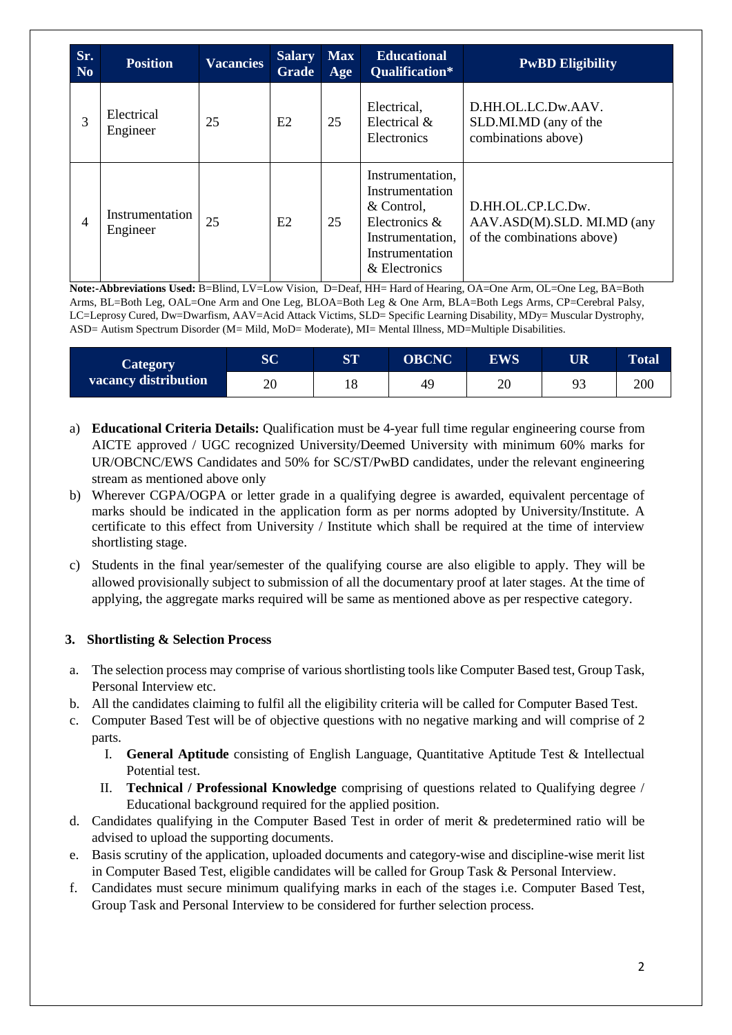| Sr. No | Position | Vacancies | Salary Grade | Max Age | Educational Qualification* | PwBD Eligibility |
|---|---|---|---|---|---|---|
| 3 | Electrical Engineer | 25 | E2 | 25 | Electrical, Electrical & Electronics | D.HH.OL.LC.Dw.AAV. SLD.MI.MD (any of the combinations above) |
| 4 | Instrumentation Engineer | 25 | E2 | 25 | Instrumentation, Instrumentation & Control, Electronics & Instrumentation, Instrumentation & Electronics | D.HH.OL.CP.LC.Dw. AAV.ASD(M).SLD. MI.MD (any of the combinations above) |

**Note:-Abbreviations Used:** B=Blind, LV=Low Vision, D=Deaf, HH= Hard of Hearing, OA=One Arm, OL=One Leg, BA=Both Arms, BL=Both Leg, OAL=One Arm and One Leg, BLOA=Both Leg & One Arm, BLA=Both Legs Arms, CP=Cerebral Palsy, LC=Leprosy Cured, Dw=Dwarfism, AAV=Acid Attack Victims, SLD= Specific Learning Disability, MDy= Muscular Dystrophy, ASD= Autism Spectrum Disorder (M= Mild, MoD= Moderate), MI= Mental Illness, MD=Multiple Disabilities.

| Category vacancy distribution | SC | ST | OBCNC | EWS | UR | Total |
|---|---|---|---|---|---|---|
| | 20 | 18 | 49 | 20 | 93 | 200 |

a) **Educational Criteria Details:** Qualification must be 4-year full time regular engineering course from AICTE approved / UGC recognized University/Deemed University with minimum 60% marks for UR/OBCNC/EWS Candidates and 50% for SC/ST/PwBD candidates, under the relevant engineering stream as mentioned above only

b) Wherever CGPA/OGPA or letter grade in a qualifying degree is awarded, equivalent percentage of marks should be indicated in the application form as per norms adopted by University/Institute. A certificate to this effect from University / Institute which shall be required at the time of interview shortlisting stage.

c) Students in the final year/semester of the qualifying course are also eligible to apply. They will be allowed provisionally subject to submission of all the documentary proof at later stages. At the time of applying, the aggregate marks required will be same as mentioned above as per respective category.

### 3. Shortlisting & Selection Process

a. The selection process may comprise of various shortlisting tools like Computer Based test, Group Task, Personal Interview etc.

b. All the candidates claiming to fulfil all the eligibility criteria will be called for Computer Based Test.

c. Computer Based Test will be of objective questions with no negative marking and will comprise of 2 parts.

   I. **General Aptitude** consisting of English Language, Quantitative Aptitude Test & Intellectual Potential test.

   II. **Technical / Professional Knowledge** comprising of questions related to Qualifying degree / Educational background required for the applied position.

d. Candidates qualifying in the Computer Based Test in order of merit & predetermined ratio will be advised to upload the supporting documents.

e. Basis scrutiny of the application, uploaded documents and category-wise and discipline-wise merit list in Computer Based Test, eligible candidates will be called for Group Task & Personal Interview.

f. Candidates must secure minimum qualifying marks in each of the stages i.e. Computer Based Test, Group Task and Personal Interview to be considered for further selection process.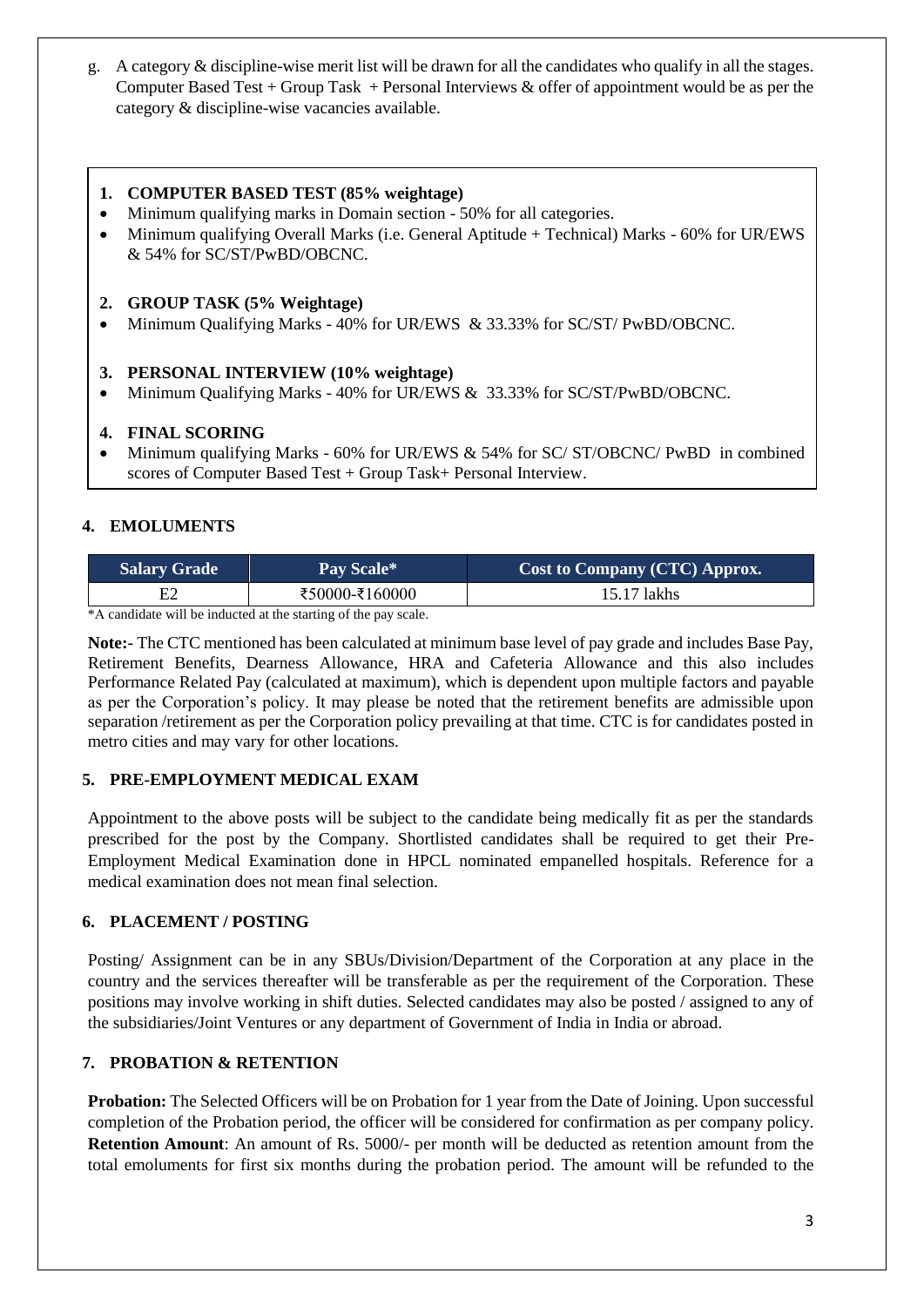g. A category & discipline-wise merit list will be drawn for all the candidates who qualify in all the stages. Computer Based Test + Group Task + Personal Interviews & offer of appointment would be as per the category & discipline-wise vacancies available.

**1. COMPUTER BASED TEST (85% weightage)**

- Minimum qualifying marks in Domain section - 50% for all categories.
- Minimum qualifying Overall Marks (i.e. General Aptitude + Technical) Marks - 60% for UR/EWS & 54% for SC/ST/PwBD/OBCNC.

**2. GROUP TASK (5% Weightage)**

- Minimum Qualifying Marks - 40% for UR/EWS & 33.33% for SC/ST/ PwBD/OBCNC.

**3. PERSONAL INTERVIEW (10% weightage)**

- Minimum Qualifying Marks - 40% for UR/EWS & 33.33% for SC/ST/PwBD/OBCNC.

**4. FINAL SCORING**

- Minimum qualifying Marks - 60% for UR/EWS & 54% for SC/ ST/OBCNC/ PwBD in combined scores of Computer Based Test + Group Task+ Personal Interview.

## 4. EMOLUMENTS

| Salary Grade | Pay Scale* | Cost to Company (CTC) Approx. |
|---|---|---|
| E2 | ₹50000-₹160000 | 15.17 lakhs |

*A candidate will be inducted at the starting of the pay scale.

**Note:-** The CTC mentioned has been calculated at minimum base level of pay grade and includes Base Pay, Retirement Benefits, Dearness Allowance, HRA and Cafeteria Allowance and this also includes Performance Related Pay (calculated at maximum), which is dependent upon multiple factors and payable as per the Corporation's policy. It may please be noted that the retirement benefits are admissible upon separation /retirement as per the Corporation policy prevailing at that time. CTC is for candidates posted in metro cities and may vary for other locations.

## 5. PRE-EMPLOYMENT MEDICAL EXAM

Appointment to the above posts will be subject to the candidate being medically fit as per the standards prescribed for the post by the Company. Shortlisted candidates shall be required to get their Pre-Employment Medical Examination done in HPCL nominated empanelled hospitals. Reference for a medical examination does not mean final selection.

## 6. PLACEMENT / POSTING

Posting/ Assignment can be in any SBUs/Division/Department of the Corporation at any place in the country and the services thereafter will be transferable as per the requirement of the Corporation. These positions may involve working in shift duties. Selected candidates may also be posted / assigned to any of the subsidiaries/Joint Ventures or any department of Government of India in India or abroad.

## 7. PROBATION & RETENTION

**Probation:** The Selected Officers will be on Probation for 1 year from the Date of Joining. Upon successful completion of the Probation period, the officer will be considered for confirmation as per company policy. **Retention Amount**: An amount of Rs. 5000/- per month will be deducted as retention amount from the total emoluments for first six months during the probation period. The amount will be refunded to the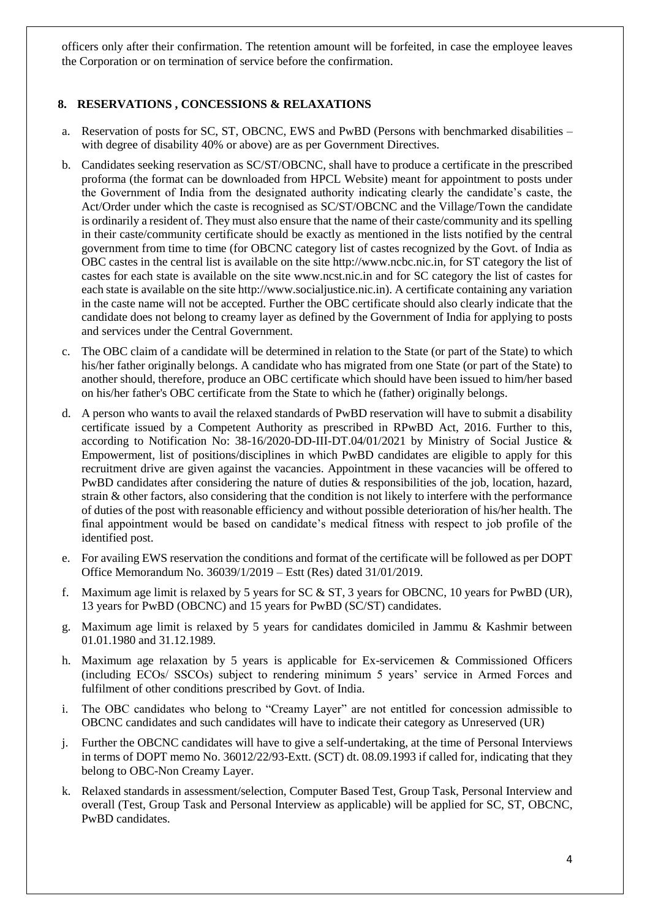officers only after their confirmation. The retention amount will be forfeited, in case the employee leaves the Corporation or on termination of service before the confirmation.

## 8. RESERVATIONS , CONCESSIONS & RELAXATIONS

a. Reservation of posts for SC, ST, OBCNC, EWS and PwBD (Persons with benchmarked disabilities – with degree of disability 40% or above) are as per Government Directives.

b. Candidates seeking reservation as SC/ST/OBCNC, shall have to produce a certificate in the prescribed proforma (the format can be downloaded from HPCL Website) meant for appointment to posts under the Government of India from the designated authority indicating clearly the candidate's caste, the Act/Order under which the caste is recognised as SC/ST/OBCNC and the Village/Town the candidate is ordinarily a resident of. They must also ensure that the name of their caste/community and its spelling in their caste/community certificate should be exactly as mentioned in the lists notified by the central government from time to time (for OBCNC category list of castes recognized by the Govt. of India as OBC castes in the central list is available on the site http://www.ncbc.nic.in, for ST category the list of castes for each state is available on the site www.ncst.nic.in and for SC category the list of castes for each state is available on the site http://www.socialjustice.nic.in). A certificate containing any variation in the caste name will not be accepted. Further the OBC certificate should also clearly indicate that the candidate does not belong to creamy layer as defined by the Government of India for applying to posts and services under the Central Government.

c. The OBC claim of a candidate will be determined in relation to the State (or part of the State) to which his/her father originally belongs. A candidate who has migrated from one State (or part of the State) to another should, therefore, produce an OBC certificate which should have been issued to him/her based on his/her father's OBC certificate from the State to which he (father) originally belongs.

d. A person who wants to avail the relaxed standards of PwBD reservation will have to submit a disability certificate issued by a Competent Authority as prescribed in RPwBD Act, 2016. Further to this, according to Notification No: 38-16/2020-DD-III-DT.04/01/2021 by Ministry of Social Justice & Empowerment, list of positions/disciplines in which PwBD candidates are eligible to apply for this recruitment drive are given against the vacancies. Appointment in these vacancies will be offered to PwBD candidates after considering the nature of duties & responsibilities of the job, location, hazard, strain & other factors, also considering that the condition is not likely to interfere with the performance of duties of the post with reasonable efficiency and without possible deterioration of his/her health. The final appointment would be based on candidate's medical fitness with respect to job profile of the identified post.

e. For availing EWS reservation the conditions and format of the certificate will be followed as per DOPT Office Memorandum No. 36039/1/2019 – Estt (Res) dated 31/01/2019.

f. Maximum age limit is relaxed by 5 years for SC & ST, 3 years for OBCNC, 10 years for PwBD (UR), 13 years for PwBD (OBCNC) and 15 years for PwBD (SC/ST) candidates.

g. Maximum age limit is relaxed by 5 years for candidates domiciled in Jammu & Kashmir between 01.01.1980 and 31.12.1989.

h. Maximum age relaxation by 5 years is applicable for Ex-servicemen & Commissioned Officers (including ECOs/ SSCOs) subject to rendering minimum 5 years' service in Armed Forces and fulfilment of other conditions prescribed by Govt. of India.

i. The OBC candidates who belong to "Creamy Layer" are not entitled for concession admissible to OBCNC candidates and such candidates will have to indicate their category as Unreserved (UR)

j. Further the OBCNC candidates will have to give a self-undertaking, at the time of Personal Interviews in terms of DOPT memo No. 36012/22/93-Extt. (SCT) dt. 08.09.1993 if called for, indicating that they belong to OBC-Non Creamy Layer.

k. Relaxed standards in assessment/selection, Computer Based Test, Group Task, Personal Interview and overall (Test, Group Task and Personal Interview as applicable) will be applied for SC, ST, OBCNC, PwBD candidates.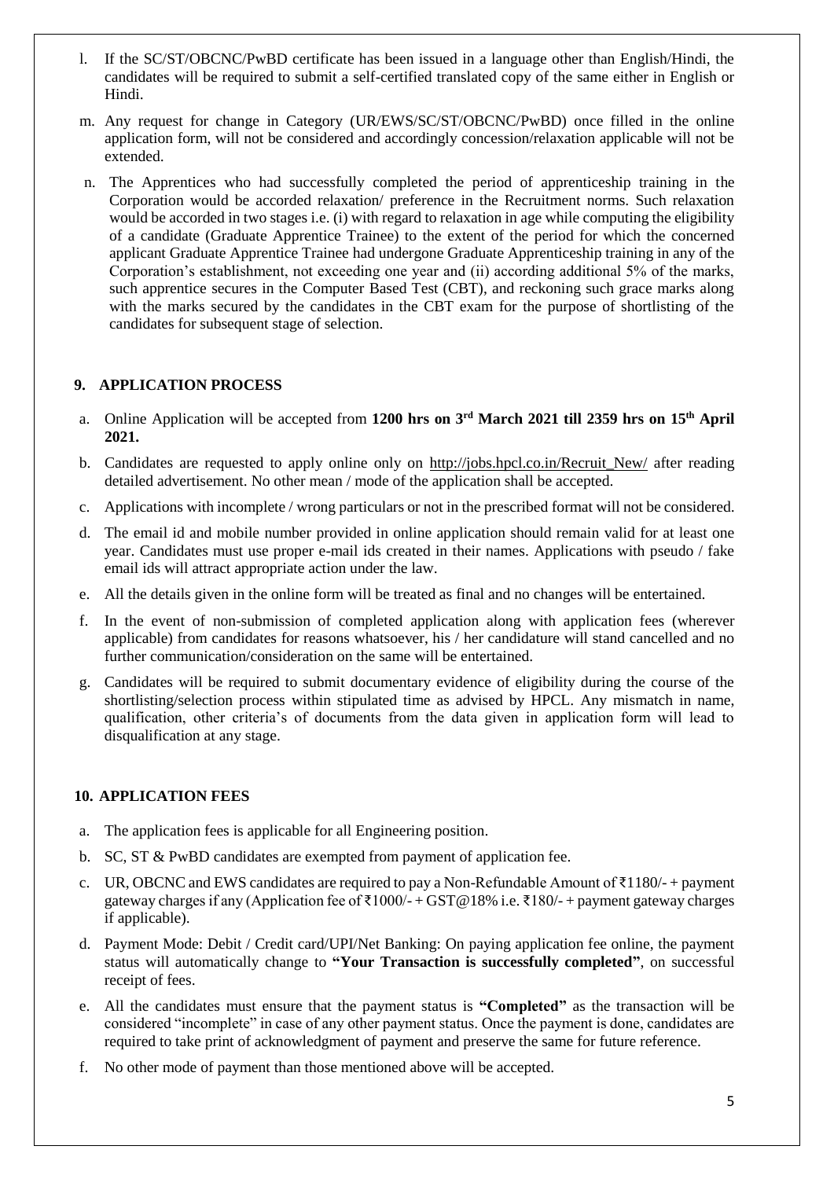l. If the SC/ST/OBCNC/PwBD certificate has been issued in a language other than English/Hindi, the candidates will be required to submit a self-certified translated copy of the same either in English or Hindi.

m. Any request for change in Category (UR/EWS/SC/ST/OBCNC/PwBD) once filled in the online application form, will not be considered and accordingly concession/relaxation applicable will not be extended.

n. The Apprentices who had successfully completed the period of apprenticeship training in the Corporation would be accorded relaxation/ preference in the Recruitment norms. Such relaxation would be accorded in two stages i.e. (i) with regard to relaxation in age while computing the eligibility of a candidate (Graduate Apprentice Trainee) to the extent of the period for which the concerned applicant Graduate Apprentice Trainee had undergone Graduate Apprenticeship training in any of the Corporation's establishment, not exceeding one year and (ii) according additional 5% of the marks, such apprentice secures in the Computer Based Test (CBT), and reckoning such grace marks along with the marks secured by the candidates in the CBT exam for the purpose of shortlisting of the candidates for subsequent stage of selection.

## 9. APPLICATION PROCESS

a. Online Application will be accepted from **1200 hrs on 3rd March 2021 till 2359 hrs on 15th April 2021.**

b. Candidates are requested to apply online only on http://jobs.hpcl.co.in/Recruit_New/ after reading detailed advertisement. No other mean / mode of the application shall be accepted.

c. Applications with incomplete / wrong particulars or not in the prescribed format will not be considered.

d. The email id and mobile number provided in online application should remain valid for at least one year. Candidates must use proper e-mail ids created in their names. Applications with pseudo / fake email ids will attract appropriate action under the law.

e. All the details given in the online form will be treated as final and no changes will be entertained.

f. In the event of non-submission of completed application along with application fees (wherever applicable) from candidates for reasons whatsoever, his / her candidature will stand cancelled and no further communication/consideration on the same will be entertained.

g. Candidates will be required to submit documentary evidence of eligibility during the course of the shortlisting/selection process within stipulated time as advised by HPCL. Any mismatch in name, qualification, other criteria's of documents from the data given in application form will lead to disqualification at any stage.

## 10. APPLICATION FEES

a. The application fees is applicable for all Engineering position.

b. SC, ST & PwBD candidates are exempted from payment of application fee.

c. UR, OBCNC and EWS candidates are required to pay a Non-Refundable Amount of ₹1180/- + payment gateway charges if any (Application fee of ₹1000/- + GST@18% i.e. ₹180/- + payment gateway charges if applicable).

d. Payment Mode: Debit / Credit card/UPI/Net Banking: On paying application fee online, the payment status will automatically change to **"Your Transaction is successfully completed"**, on successful receipt of fees.

e. All the candidates must ensure that the payment status is **"Completed"** as the transaction will be considered "incomplete" in case of any other payment status. Once the payment is done, candidates are required to take print of acknowledgment of payment and preserve the same for future reference.

f. No other mode of payment than those mentioned above will be accepted.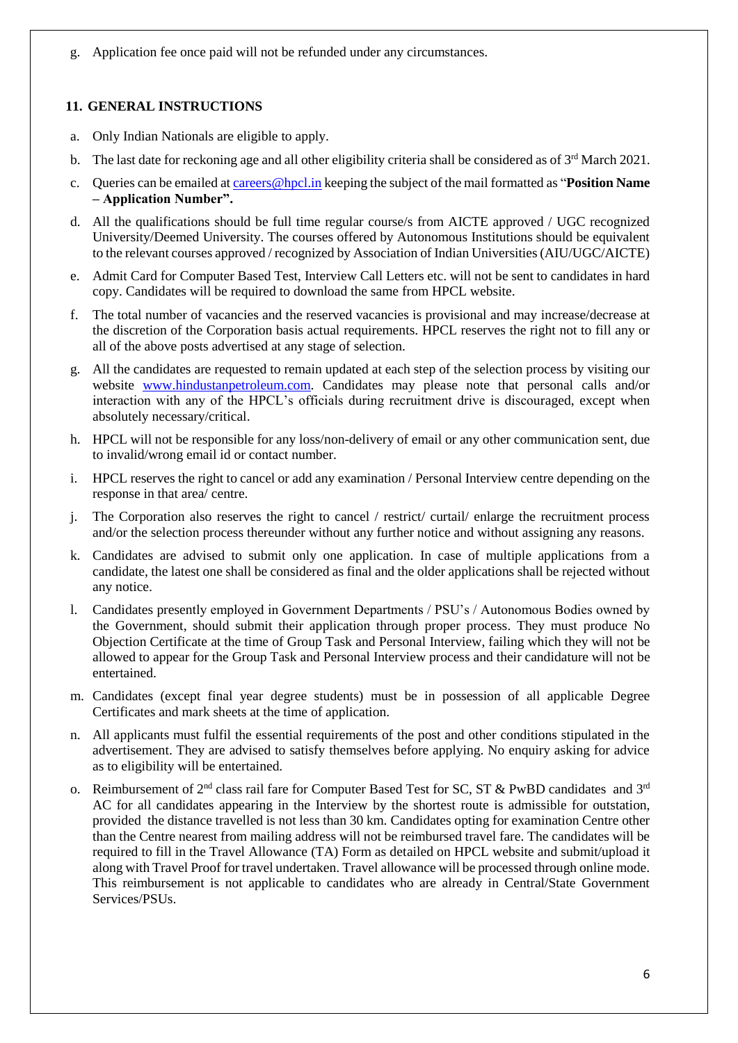g. Application fee once paid will not be refunded under any circumstances.

## 11. GENERAL INSTRUCTIONS

a. Only Indian Nationals are eligible to apply.

b. The last date for reckoning age and all other eligibility criteria shall be considered as of 3rd March 2021.

c. Queries can be emailed at careers@hpcl.in keeping the subject of the mail formatted as "**Position Name – Application Number".**

d. All the qualifications should be full time regular course/s from AICTE approved / UGC recognized University/Deemed University. The courses offered by Autonomous Institutions should be equivalent to the relevant courses approved / recognized by Association of Indian Universities (AIU/UGC/AICTE)

e. Admit Card for Computer Based Test, Interview Call Letters etc. will not be sent to candidates in hard copy. Candidates will be required to download the same from HPCL website.

f. The total number of vacancies and the reserved vacancies is provisional and may increase/decrease at the discretion of the Corporation basis actual requirements. HPCL reserves the right not to fill any or all of the above posts advertised at any stage of selection.

g. All the candidates are requested to remain updated at each step of the selection process by visiting our website www.hindustanpetroleum.com. Candidates may please note that personal calls and/or interaction with any of the HPCL's officials during recruitment drive is discouraged, except when absolutely necessary/critical.

h. HPCL will not be responsible for any loss/non-delivery of email or any other communication sent, due to invalid/wrong email id or contact number.

i. HPCL reserves the right to cancel or add any examination / Personal Interview centre depending on the response in that area/ centre.

j. The Corporation also reserves the right to cancel / restrict/ curtail/ enlarge the recruitment process and/or the selection process thereunder without any further notice and without assigning any reasons.

k. Candidates are advised to submit only one application. In case of multiple applications from a candidate, the latest one shall be considered as final and the older applications shall be rejected without any notice.

l. Candidates presently employed in Government Departments / PSU's / Autonomous Bodies owned by the Government, should submit their application through proper process. They must produce No Objection Certificate at the time of Group Task and Personal Interview, failing which they will not be allowed to appear for the Group Task and Personal Interview process and their candidature will not be entertained.

m. Candidates (except final year degree students) must be in possession of all applicable Degree Certificates and mark sheets at the time of application.

n. All applicants must fulfil the essential requirements of the post and other conditions stipulated in the advertisement. They are advised to satisfy themselves before applying. No enquiry asking for advice as to eligibility will be entertained.

o. Reimbursement of 2nd class rail fare for Computer Based Test for SC, ST & PwBD candidates and 3rd AC for all candidates appearing in the Interview by the shortest route is admissible for outstation, provided the distance travelled is not less than 30 km. Candidates opting for examination Centre other than the Centre nearest from mailing address will not be reimbursed travel fare. The candidates will be required to fill in the Travel Allowance (TA) Form as detailed on HPCL website and submit/upload it along with Travel Proof for travel undertaken. Travel allowance will be processed through online mode. This reimbursement is not applicable to candidates who are already in Central/State Government Services/PSUs.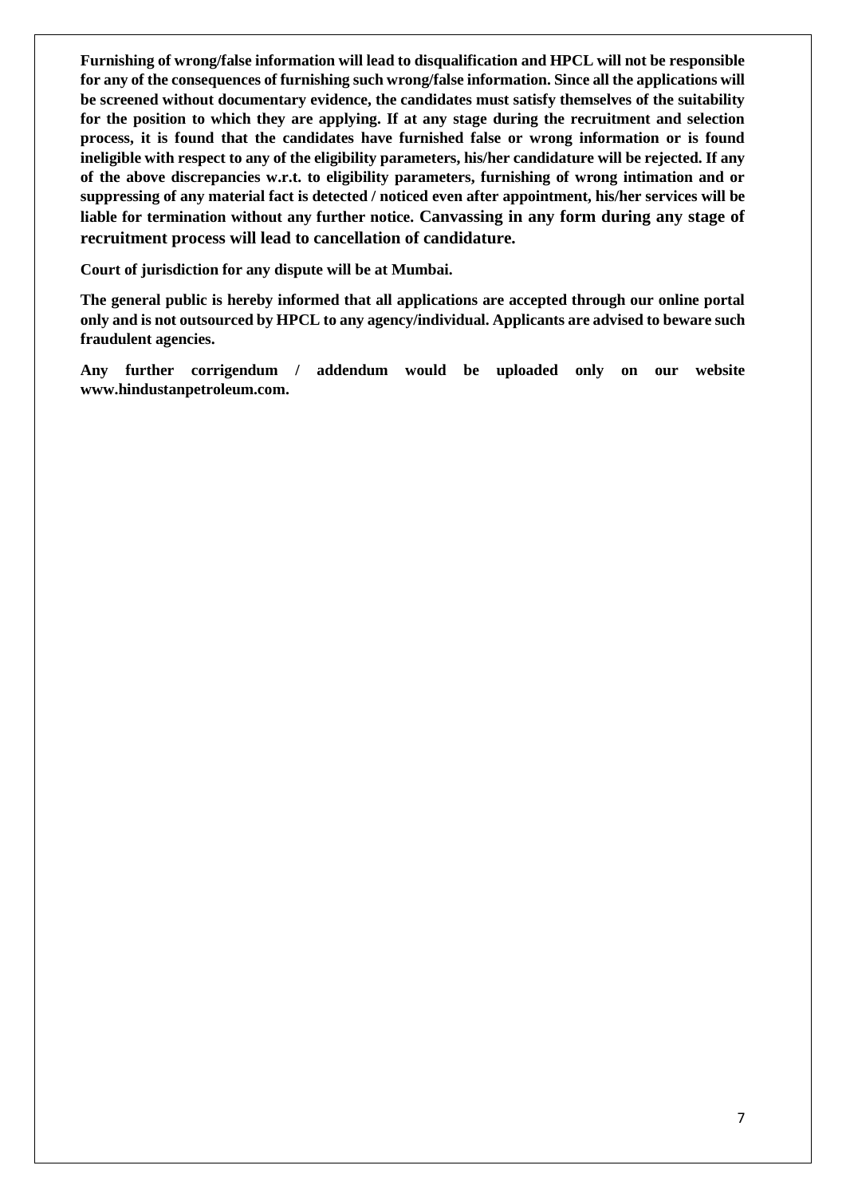**Furnishing of wrong/false information will lead to disqualification and HPCL will not be responsible for any of the consequences of furnishing such wrong/false information. Since all the applications will be screened without documentary evidence, the candidates must satisfy themselves of the suitability for the position to which they are applying. If at any stage during the recruitment and selection process, it is found that the candidates have furnished false or wrong information or is found ineligible with respect to any of the eligibility parameters, his/her candidature will be rejected. If any of the above discrepancies w.r.t. to eligibility parameters, furnishing of wrong intimation and or suppressing of any material fact is detected / noticed even after appointment, his/her services will be liable for termination without any further notice. Canvassing in any form during any stage of recruitment process will lead to cancellation of candidature.**

**Court of jurisdiction for any dispute will be at Mumbai.**

**The general public is hereby informed that all applications are accepted through our online portal only and is not outsourced by HPCL to any agency/individual. Applicants are advised to beware such fraudulent agencies.**

**Any further corrigendum / addendum would be uploaded only on our website www.hindustanpetroleum.com.**